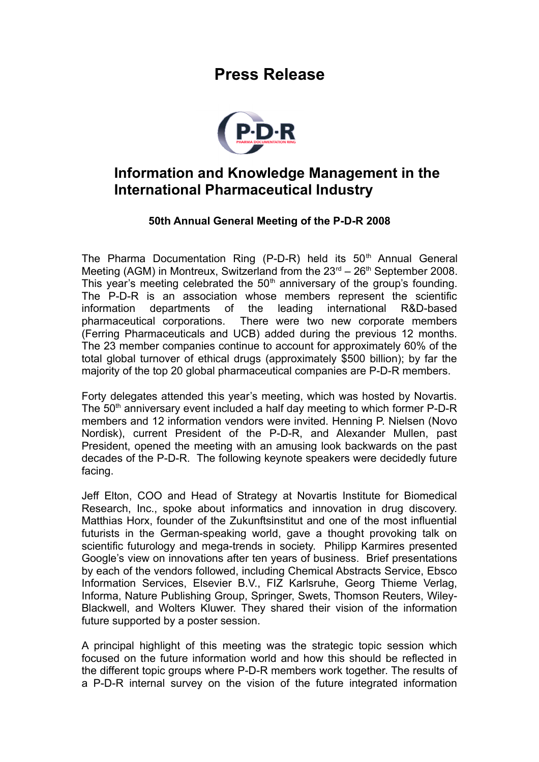# Press Release

## Information and Knowledge Management in the International Pharmaceutical Industry

### 50th Annual General Meeting of the P-D-R 2008

The Pharma Documentation Ring (P-D-R) held its 50th Annual General Meeting (AGM) in Montreux, Switzerland from the 23rd – 26th September 2008. This year's meeting celebrated the 50th anniversary of the group's founding. The P-D-R is an association whose members represent the scientific information departments of the leading international R&D-based pharmaceutical corporations. There were two new corporate members (Ferring Pharmaceuticals and UCB) added during the previous 12 months. The 23 member companies continue to account for approximately 60% of the total global turnover of ethical drugs (approximately $500 billion); by far the majority of the top 20 global pharmaceutical companies are P-D-R members.

Forty delegates attended this year's meeting, which was hosted by Novartis. The 50th anniversary event included a half day meeting to which former P-D-R members and 12 information vendors were invited. Henning P. Nielsen (Novo Nordisk), current President of the P-D-R, and Alexander Mullen, past President, opened the meeting with an amusing look backwards on the past decades of the P-D-R. The following keynote speakers were decidedly future facing.

Jeff Elton, COO and Head of Strategy at Novartis Institute for Biomedical Research, Inc., spoke about informatics and innovation in drug discovery. Matthias Horx, founder of the Zukunftsinstitut and one of the most influential futurists in the German-speaking world, gave a thought provoking talk on scientific futurology and mega-trends in society. Philipp Karmires presented Google's view on innovations after ten years of business. Brief presentations by each of the vendors followed, including Chemical Abstracts Service, Ebsco Information Services, Elsevier B.V., FIZ Karlsruhe, Georg Thieme Verlag, Informa, Nature Publishing Group, Springer, Swets, Thomson Reuters, Wiley-Blackwell, and Wolters Kluwer. They shared their vision of the information future supported by a poster session.

A principal highlight of this meeting was the strategic topic session which focused on the future information world and how this should be reflected in the different topic groups where P-D-R members work together. The results of a P-D-R internal survey on the vision of the future integrated information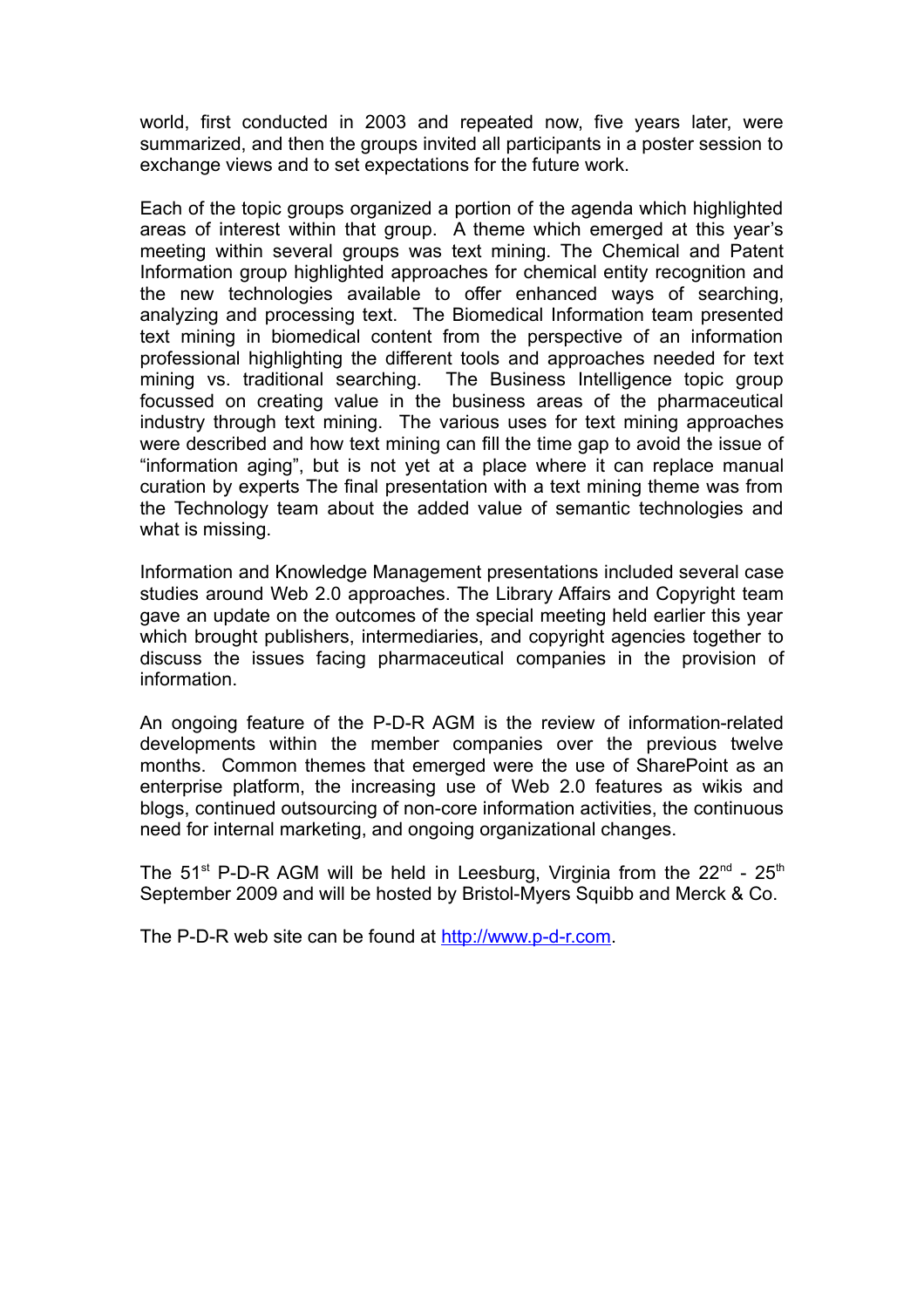world, first conducted in 2003 and repeated now, five years later, were summarized, and then the groups invited all participants in a poster session to exchange views and to set expectations for the future work.

Each of the topic groups organized a portion of the agenda which highlighted areas of interest within that group. A theme which emerged at this year's meeting within several groups was text mining. The Chemical and Patent Information group highlighted approaches for chemical entity recognition and the new technologies available to offer enhanced ways of searching, analyzing and processing text. The Biomedical Information team presented text mining in biomedical content from the perspective of an information professional highlighting the different tools and approaches needed for text mining vs. traditional searching. The Business Intelligence topic group focussed on creating value in the business areas of the pharmaceutical industry through text mining. The various uses for text mining approaches were described and how text mining can fill the time gap to avoid the issue of "information aging", but is not yet at a place where it can replace manual curation by experts The final presentation with a text mining theme was from the Technology team about the added value of semantic technologies and what is missing.

Information and Knowledge Management presentations included several case studies around Web 2.0 approaches. The Library Affairs and Copyright team gave an update on the outcomes of the special meeting held earlier this year which brought publishers, intermediaries, and copyright agencies together to discuss the issues facing pharmaceutical companies in the provision of information.

An ongoing feature of the P-D-R AGM is the review of information-related developments within the member companies over the previous twelve months. Common themes that emerged were the use of SharePoint as an enterprise platform, the increasing use of Web 2.0 features as wikis and blogs, continued outsourcing of non-core information activities, the continuous need for internal marketing, and ongoing organizational changes.

The 51st P-D-R AGM will be held in Leesburg, Virginia from the 22nd - 25th September 2009 and will be hosted by Bristol-Myers Squibb and Merck & Co.

The P-D-R web site can be found at [http://www.p-d-r.com](http://www.p-d-r.com).